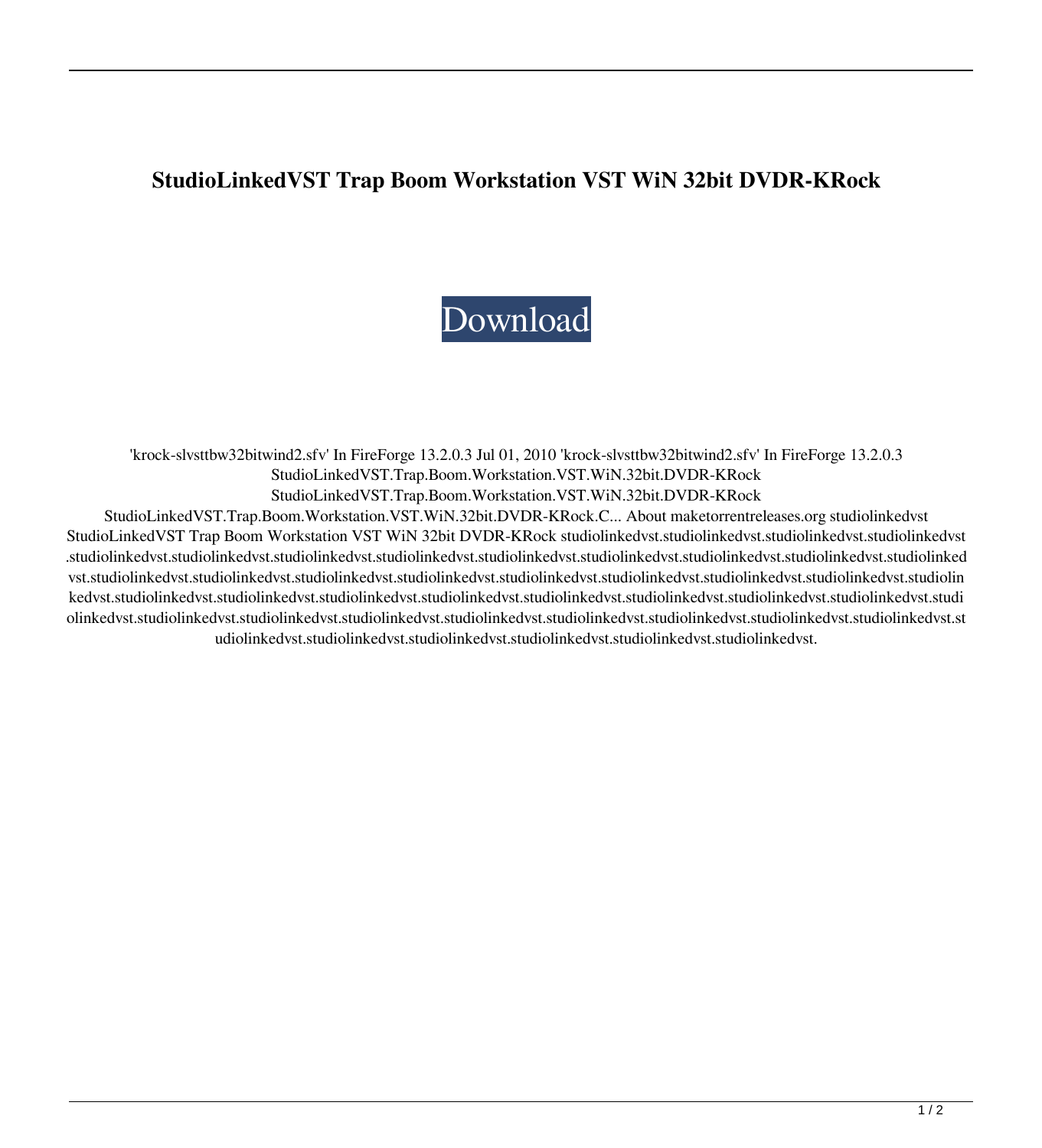# StudioLinkedVST Trap Boom Workstation VST WiN 32bit DVDR-KRock

Download

'krock-slvsttbw32bitwind2.sfv' In FireForge 13.2.0.3 Jul 01, 2010 'krock-slvsttbw32bitwind2.sfv' In FireForge 13.2.0.3 StudioLinkedVST.Trap.Boom.Workstation.VST.WiN.32bit.DVDR-KRock StudioLinkedVST.Trap.Boom.Workstation.VST.WiN.32bit.DVDR-KRock StudioLinkedVST.Trap.Boom.Workstation.VST.WiN.32bit.DVDR-KRock.C... About maketorrentreleases.org studiolinkedvst StudioLinkedVST Trap Boom Workstation VST WiN 32bit DVDR-KRock studiolinkedvst.studiolinkedvst.studiolinkedvst.studiolinkedvst.studiolinkedvst.studiolinkedvst.studiolinkedvst.studiolinkedvst.studiolinkedvst.studiolinkedvst.studiolinkedvst.studiolinkedvst.studiolinkedvst.studiolinkedvst.studiolinkedvst.studiolinkedvst.studiolinkedvst.studiolinkedvst.studiolinkedvst.studiolinkedvst.studiolinkedvst.studiolinkedvst.studiolinkedvst.studiolinkedvst.studiolinkedvst.studiolinkedvst.studiolinkedvst.studiolinkedvst.studiolinkedvst.studiolinkedvst.studiolinkedvst.studiolinkedvst.studiolinkedvst.studiolinkedvst.studiolinkedvst.studiolinkedvst.studiolinkedvst.studiolinkedvst.studiolinkedvst.studiolinkedvst.studiolinkedvst.studiolinkedvst.studiolinkedvst.studiolinkedvst.studiolinkedvst.studiolinkedvst.studiolinkedvst.studiolinkedvst.studiolinkedvst.studiolinkedvst.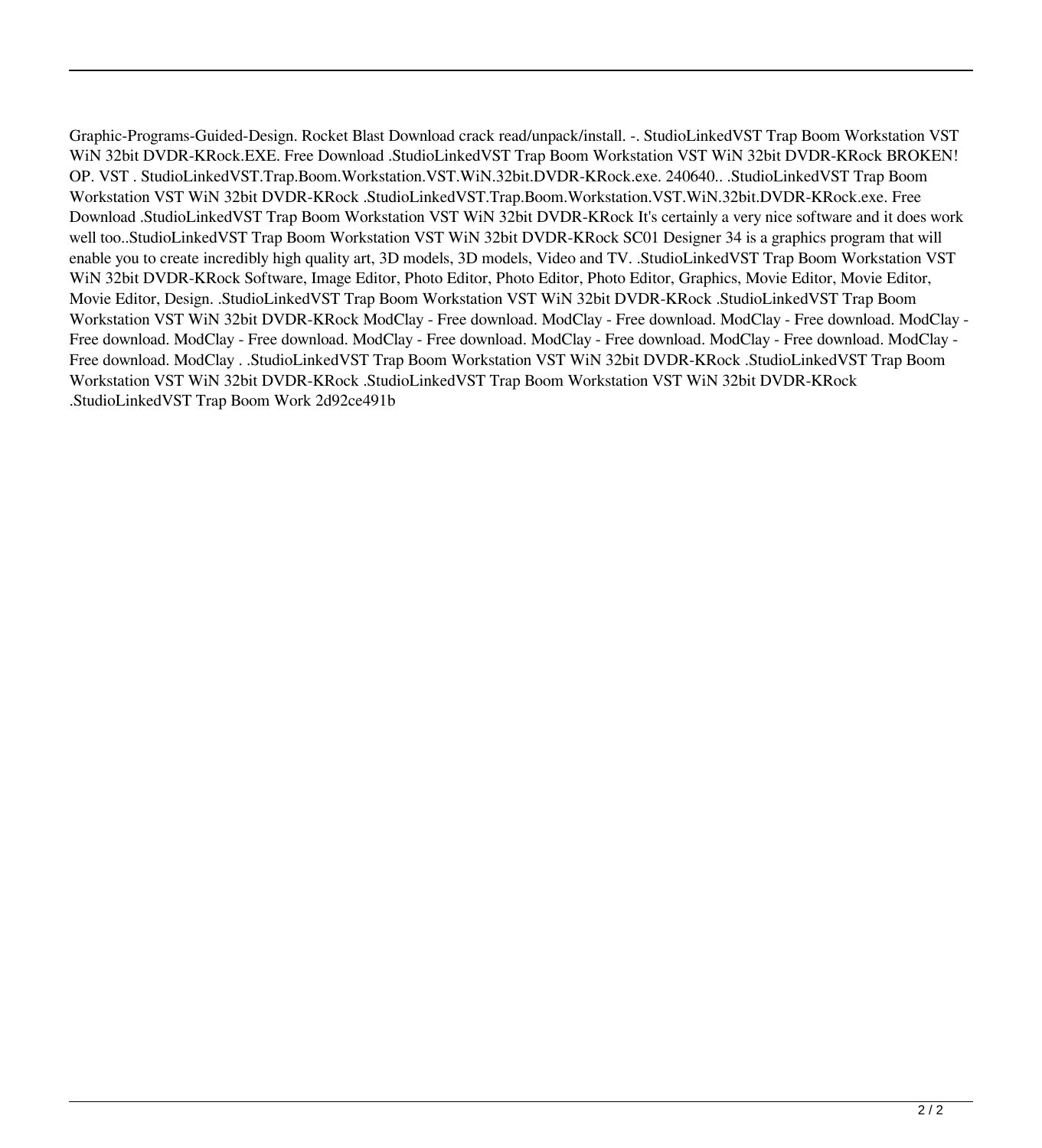Graphic-Programs-Guided-Design. Rocket Blast Download crack read/unpack/install. -. StudioLinkedVST Trap Boom Workstation VST WiN 32bit DVDR-KRock.EXE. Free Download .StudioLinkedVST Trap Boom Workstation VST WiN 32bit DVDR-KRock BROKEN! OP. VST . StudioLinkedVST.Trap.Boom.Workstation.VST.WiN.32bit.DVDR-KRock.exe. 240640.. .StudioLinkedVST Trap Boom Workstation VST WiN 32bit DVDR-KRock .StudioLinkedVST.Trap.Boom.Workstation.VST.WiN.32bit.DVDR-KRock.exe. Free Download .StudioLinkedVST Trap Boom Workstation VST WiN 32bit DVDR-KRock It's certainly a very nice software and it does work well too..StudioLinkedVST Trap Boom Workstation VST WiN 32bit DVDR-KRock SC01 Designer 34 is a graphics program that will enable you to create incredibly high quality art, 3D models, 3D models, Video and TV. .StudioLinkedVST Trap Boom Workstation VST WiN 32bit DVDR-KRock Software, Image Editor, Photo Editor, Photo Editor, Photo Editor, Graphics, Movie Editor, Movie Editor, Movie Editor, Design. .StudioLinkedVST Trap Boom Workstation VST WiN 32bit DVDR-KRock .StudioLinkedVST Trap Boom Workstation VST WiN 32bit DVDR-KRock ModClay - Free download. ModClay - Free download. ModClay - Free download. ModClay - Free download. ModClay - Free download. ModClay - Free download. ModClay - Free download. ModClay - Free download. ModClay - Free download. ModClay . .StudioLinkedVST Trap Boom Workstation VST WiN 32bit DVDR-KRock .StudioLinkedVST Trap Boom Workstation VST WiN 32bit DVDR-KRock .StudioLinkedVST Trap Boom Workstation VST WiN 32bit DVDR-KRock .StudioLinkedVST Trap Boom Work 2d92ce491b